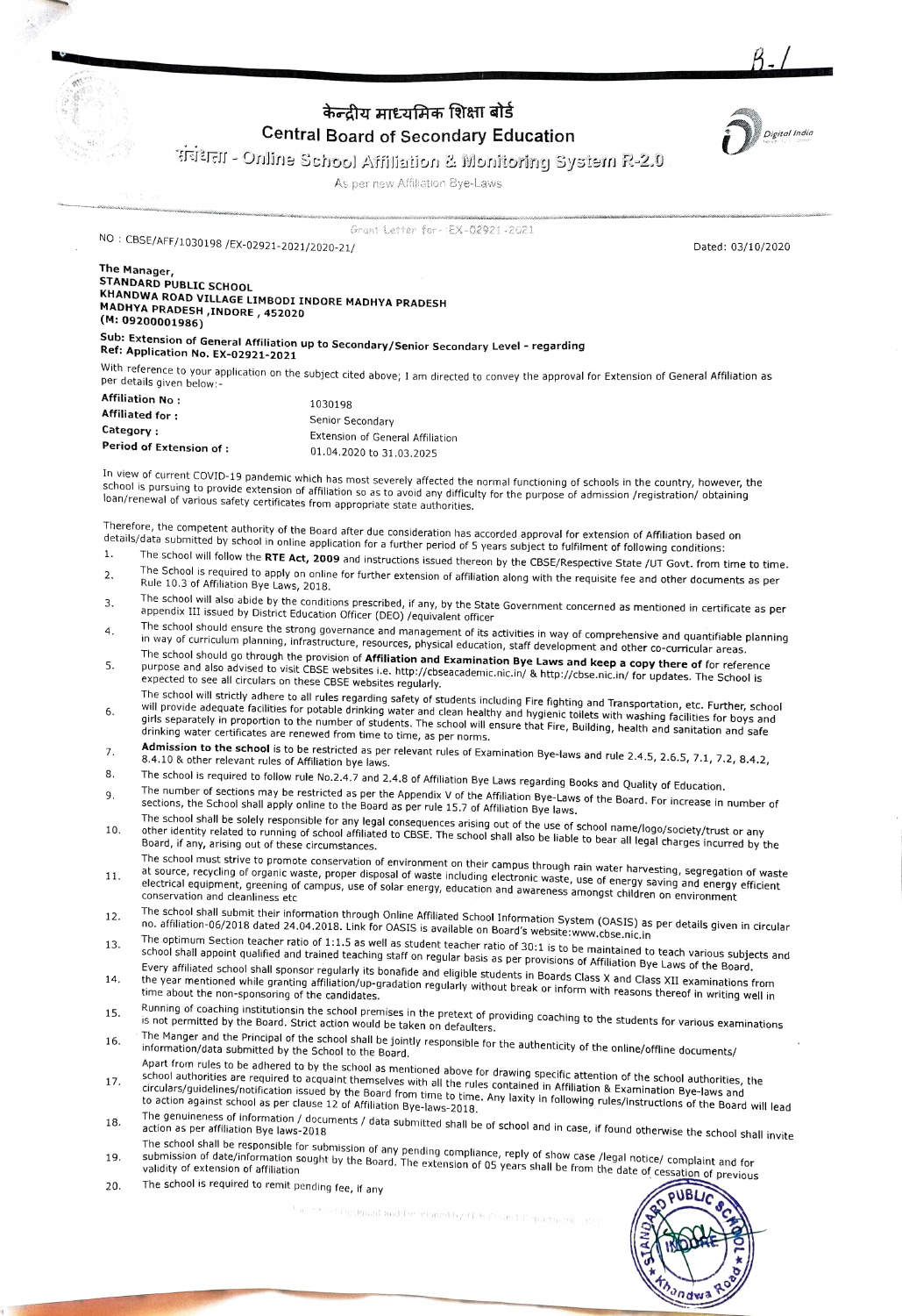# केन्द्रीय माध्यमिक शिक्षा बोर्ड
## Central Board of Secondary Education
### संबंधता - Online School Affiliation & Monitoring System R-2.0

As per new Affiliation Bye-Laws

Grant Letter for- EX-02921-2021

NO : CBSE/AFF/1030198 /EX-02921-2021/2020-21/ Dated: 03/10/2020

**The Manager,**
**STANDARD PUBLIC SCHOOL**
**KHANDWA ROAD VILLAGE LIMBODI INDORE MADHYA PRADESH**
**MADHYA PRADESH ,INDORE , 452020**
**(M: 09200001986)**

**Sub: Extension of General Affiliation up to Secondary/Senior Secondary Level - regarding**
**Ref: Application No. EX-02921-2021**

With reference to your application on the subject cited above; I am directed to convey the approval for Extension of General Affiliation as per details given below:-

| | |
|---|---|
| **Affiliation No :** | 1030198 |
| **Affiliated for :** | Senior Secondary |
| **Category :** | Extension of General Affiliation |
| **Period of Extension of :** | 01.04.2020 to 31.03.2025 |

In view of current COVID-19 pandemic which has most severely affected the normal functioning of schools in the country, however, the school is pursuing to provide extension of affiliation so as to avoid any difficulty for the purpose of admission /registration/ obtaining loan/renewal of various safety certificates from appropriate state authorities.

Therefore, the competent authority of the Board after due consideration has accorded approval for extension of Affiliation based on details/data submitted by school in online application for a further period of 5 years subject to fulfilment of following conditions:

1. The school will follow the **RTE Act, 2009** and instructions issued thereon by the CBSE/Respective State /UT Govt. from time to time.
2. The School is required to apply on online for further extension of affiliation along with the requisite fee and other documents as per Rule 10.3 of Affiliation Bye Laws, 2018.
3. The school will also abide by the conditions prescribed, if any, by the State Government concerned as mentioned in certificate as per appendix III issued by District Education Officer (DEO) /equivalent officer
4. The school should ensure the strong governance and management of its activities in way of comprehensive and quantifiable planning in way of curriculum planning, infrastructure, resources, physical education, staff development and other co-curricular areas.
5. The school should go through the provision of **Affiliation and Examination Bye Laws and keep a copy there of** for reference purpose and also advised to visit CBSE websites i.e. http://cbseacademic.nic.in/ & http://cbse.nic.in/ for updates. The School is expected to see all circulars on these CBSE websites regularly.
6. The school will strictly adhere to all rules regarding safety of students including Fire fighting and Transportation, etc. Further, school will provide adequate facilities for potable drinking water and clean healthy and hygienic toilets with washing facilities for boys and girls separately in proportion to the number of students. The school will ensure that Fire, Building, health and sanitation and safe drinking water certificates are renewed from time to time, as per norms.
7. **Admission to the school** is to be restricted as per relevant rules of Examination Bye-laws and rule 2.4.5, 2.6.5, 7.1, 7.2, 8.4.2, 8.4.10 & other relevant rules of Affiliation bye laws.
8. The school is required to follow rule No.2.4.7 and 2.4.8 of Affiliation Bye Laws regarding Books and Quality of Education.
9. The number of sections may be restricted as per the Appendix V of the Affiliation Bye-Laws of the Board. For increase in number of sections, the School shall apply online to the Board as per rule 15.7 of Affiliation Bye laws.
10. The school shall be solely responsible for any legal consequences arising out of the use of school name/logo/society/trust or any other identity related to running of school affiliated to CBSE. The school shall also be liable to bear all legal charges incurred by the Board, if any, arising out of these circumstances.
11. The school must strive to promote conservation of environment on their campus through rain water harvesting, segregation of waste at source, recycling of organic waste, proper disposal of waste including electronic waste, use of energy saving and energy efficient electrical equipment, greening of campus, use of solar energy, education and awareness amongst children on environment conservation and cleanliness etc
12. The school shall submit their information through Online Affiliated School Information System (OASIS) as per details given in circular no. affiliation-06/2018 dated 24.04.2018. Link for OASIS is available on Board's website:www.cbse.nic.in
13. The optimum Section teacher ratio of 1:1.5 as well as student teacher ratio of 30:1 is to be maintained to teach various subjects and school shall appoint qualified and trained teaching staff on regular basis as per provisions of Affiliation Bye Laws of the Board.
14. Every affiliated school shall sponsor regularly its bonafide and eligible students in Boards Class X and Class XII examinations from the year mentioned while granting affiliation/up-gradation regularly without break or inform with reasons thereof in writing well in time about the non-sponsoring of the candidates.
15. Running of coaching institutionsin the school premises in the pretext of providing coaching to the students for various examinations is not permitted by the Board. Strict action would be taken on defaulters.
16. The Manger and the Principal of the school shall be jointly responsible for the authenticity of the online/offline documents/ information/data submitted by the School to the Board.
17. Apart from rules to be adhered to by the school as mentioned above for drawing specific attention of the school authorities, the school authorities are required to acquaint themselves with all the rules contained in Affiliation & Examination Bye-laws and circulars/guidelines/notification issued by the Board from time to time. Any laxity in following rules/instructions of the Board will lead to action against school as per clause 12 of Affiliation Bye-laws-2018.
18. The genuineness of information / documents / data submitted shall be of school and in case, if found otherwise the school shall invite action as per affiliation Bye laws-2018
19. The school shall be responsible for submission of any pending compliance, reply of show case /legal notice/ complaint and for submission of date/information sought by the Board. The extension of 05 years shall be from the date of cessation of previous validity of extension of affiliation
20. The school is required to remit pending fee, if any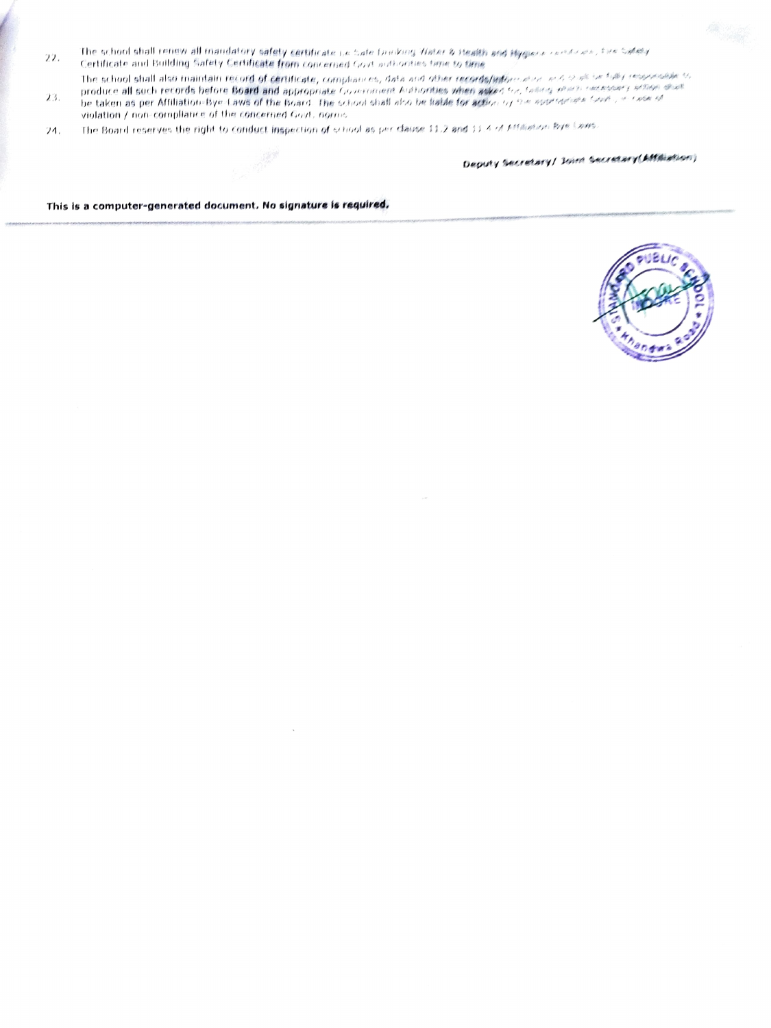22. The school shall renew all mandatory safety certificate i.e Safe Drinking Water & Health and Hygiene certificates, Fire Safety Certificate and Building Safety Certificate from concerned Govt authorities time to time.

23. The school shall also maintain record of certificate, compliances, data and other records/information and shall be fully responsible to produce all such records before Board and appropriate Government Authorities when asked for, failing which necessary action shall be taken as per Affiliation-Bye Laws of the Board. The school shall also be liable for action by the appropriate Govt., in case of violation / non-compliance of the concerned Govt. norms.

24. The Board reserves the right to conduct inspection of school as per clause 11.2 and 11.4 of Affiliation Bye Laws.

Deputy Secretary/ Joint Secretary(Affiliation)

**This is a computer-generated document. No signature is required.**

STANDARD PUBLIC SCHOOL
INDORE
Khandwa Road